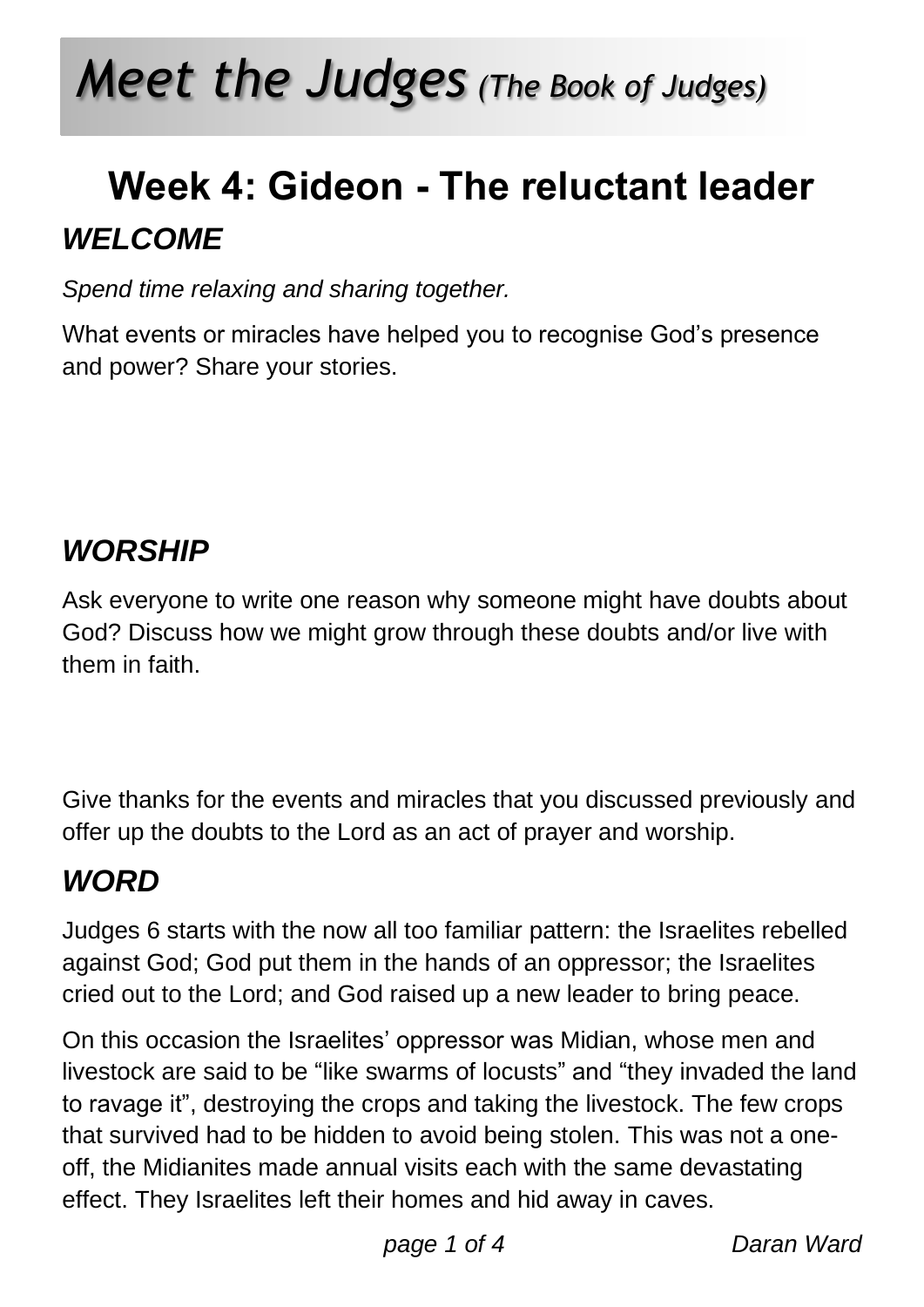# Meet the Judges *(The Book of Judges)*

## Week 4: Gideon - The reluctant leader

### *WELCOME*

*Spend time relaxing and sharing together.*

What events or miracles have helped you to recognise God's presence and power? Share your stories.

### *WORSHIP*

Ask everyone to write one reason why someone might have doubts about God? Discuss how we might grow through these doubts and/or live with them in faith.

Give thanks for the events and miracles that you discussed previously and offer up the doubts to the Lord as an act of prayer and worship.

### *WORD*

Judges 6 starts with the now all too familiar pattern: the Israelites rebelled against God; God put them in the hands of an oppressor; the Israelites cried out to the Lord; and God raised up a new leader to bring peace.

On this occasion the Israelites' oppressor was Midian, whose men and livestock are said to be "like swarms of locusts" and "they invaded the land to ravage it", destroying the crops and taking the livestock. The few crops that survived had to be hidden to avoid being stolen. This was not a one-off, the Midianites made annual visits each with the same devastating effect. They Israelites left their homes and hid away in caves.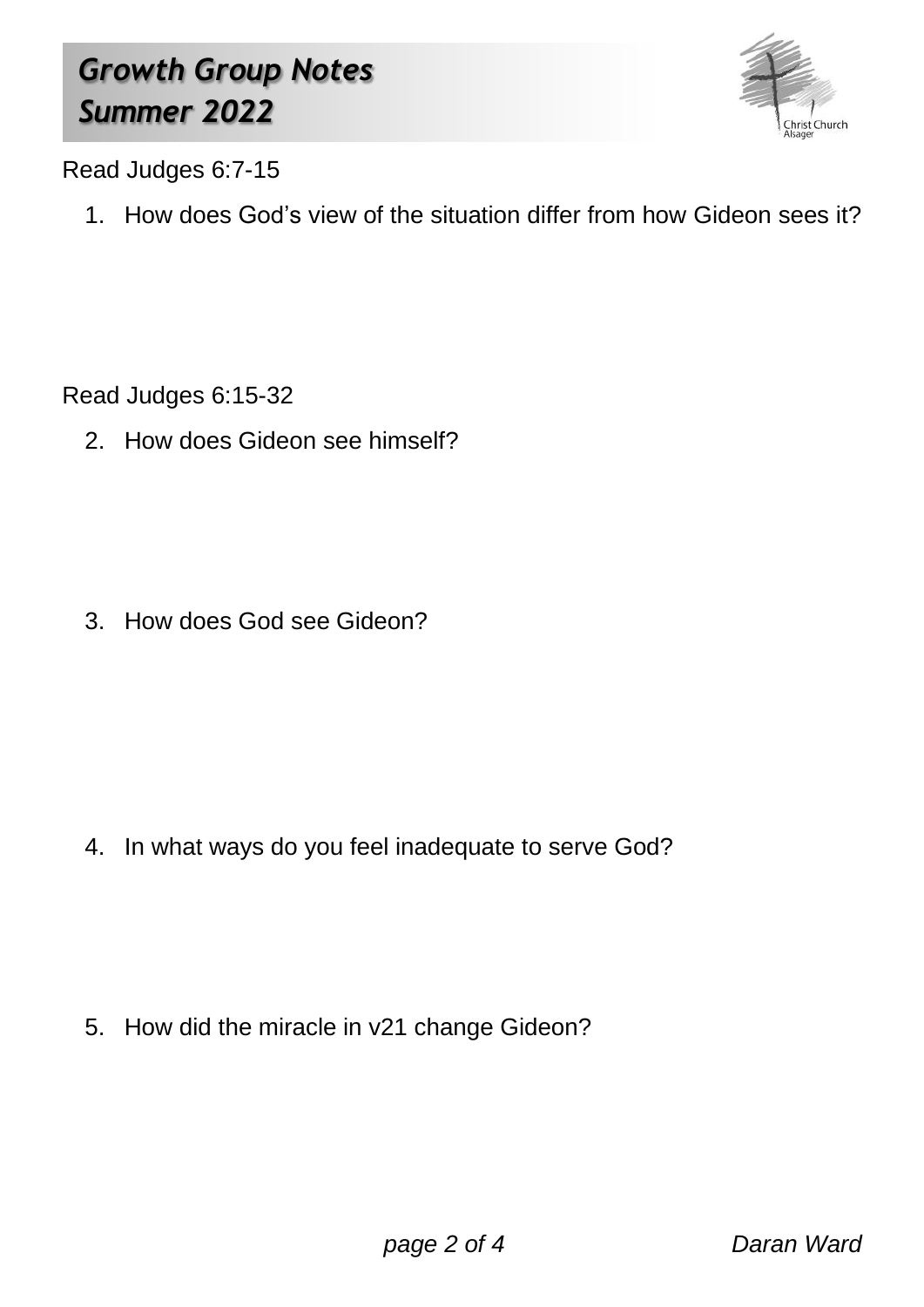# Growth Group Notes
# Summer 2022

Read Judges 6:7-15

1. How does God's view of the situation differ from how Gideon sees it?

Read Judges 6:15-32

2. How does Gideon see himself?

3. How does God see Gideon?

4. In what ways do you feel inadequate to serve God?

5. How did the miracle in v21 change Gideon?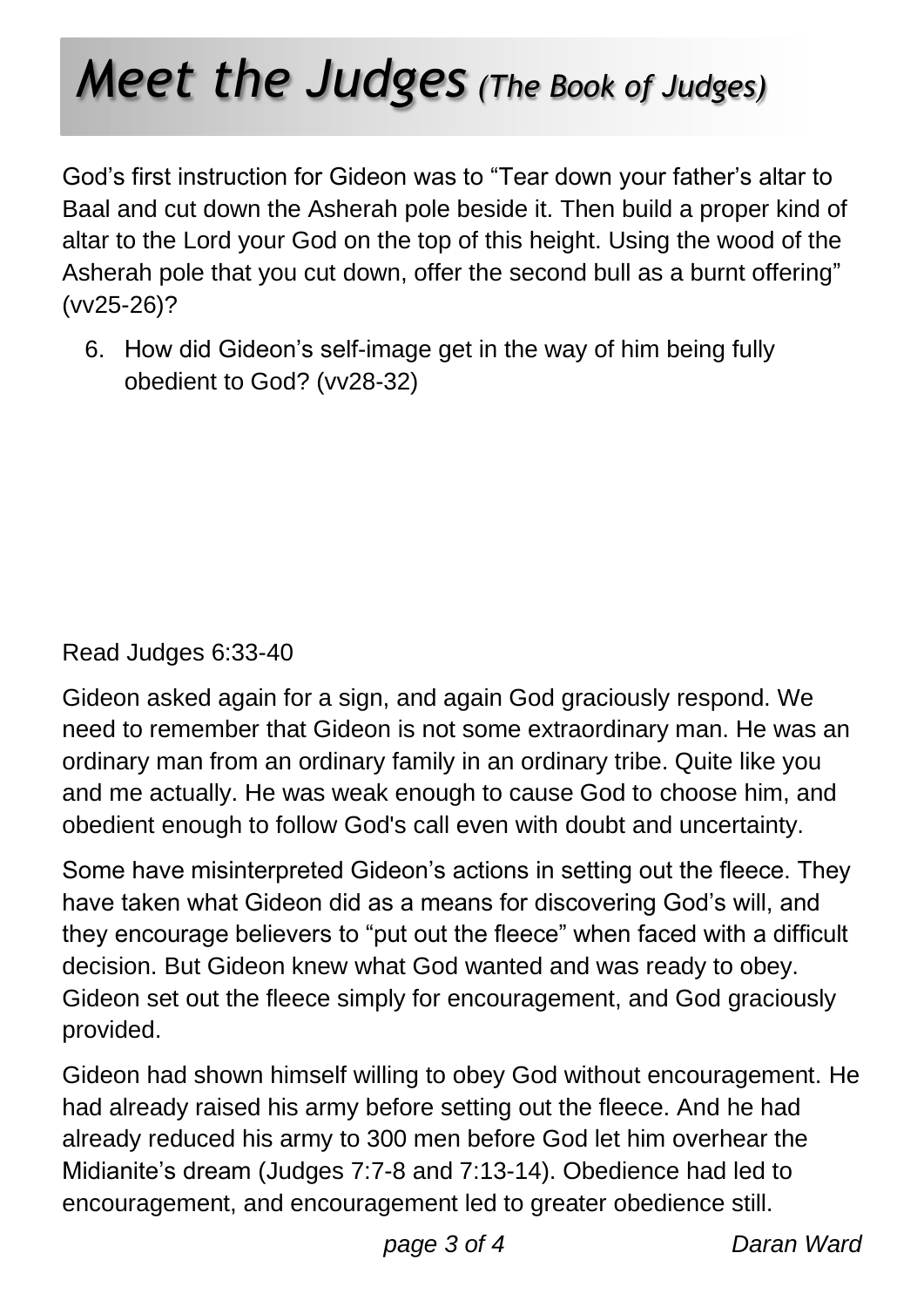God's first instruction for Gideon was to "Tear down your father's altar to Baal and cut down the Asherah pole beside it. Then build a proper kind of altar to the Lord your God on the top of this height. Using the wood of the Asherah pole that you cut down, offer the second bull as a burnt offering" (vv25-26)?

6. How did Gideon's self-image get in the way of him being fully obedient to God? (vv28-32)

Read Judges 6:33-40

Gideon asked again for a sign, and again God graciously respond. We need to remember that Gideon is not some extraordinary man. He was an ordinary man from an ordinary family in an ordinary tribe. Quite like you and me actually. He was weak enough to cause God to choose him, and obedient enough to follow God's call even with doubt and uncertainty.

Some have misinterpreted Gideon's actions in setting out the fleece. They have taken what Gideon did as a means for discovering God's will, and they encourage believers to "put out the fleece" when faced with a difficult decision. But Gideon knew what God wanted and was ready to obey. Gideon set out the fleece simply for encouragement, and God graciously provided.

Gideon had shown himself willing to obey God without encouragement. He had already raised his army before setting out the fleece. And he had already reduced his army to 300 men before God let him overhear the Midianite's dream (Judges 7:7-8 and 7:13-14). Obedience had led to encouragement, and encouragement led to greater obedience still.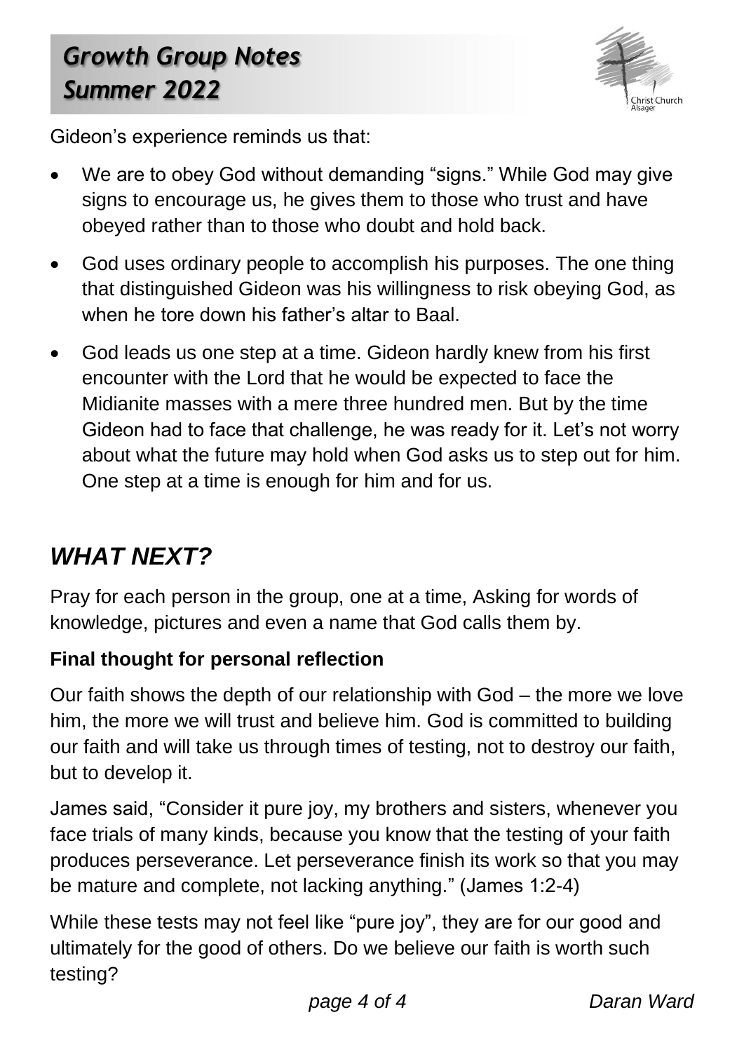Gideon's experience reminds us that:

- We are to obey God without demanding "signs." While God may give signs to encourage us, he gives them to those who trust and have obeyed rather than to those who doubt and hold back.
- God uses ordinary people to accomplish his purposes. The one thing that distinguished Gideon was his willingness to risk obeying God, as when he tore down his father's altar to Baal.
- God leads us one step at a time. Gideon hardly knew from his first encounter with the Lord that he would be expected to face the Midianite masses with a mere three hundred men. But by the time Gideon had to face that challenge, he was ready for it. Let's not worry about what the future may hold when God asks us to step out for him. One step at a time is enough for him and for us.

## *WHAT NEXT?*

Pray for each person in the group, one at a time, Asking for words of knowledge, pictures and even a name that God calls them by.

**Final thought for personal reflection**

Our faith shows the depth of our relationship with God – the more we love him, the more we will trust and believe him. God is committed to building our faith and will take us through times of testing, not to destroy our faith, but to develop it.

James said, "Consider it pure joy, my brothers and sisters, whenever you face trials of many kinds, because you know that the testing of your faith produces perseverance. Let perseverance finish its work so that you may be mature and complete, not lacking anything." (James 1:2-4)

While these tests may not feel like "pure joy", they are for our good and ultimately for the good of others. Do we believe our faith is worth such testing?

*Daran Ward*